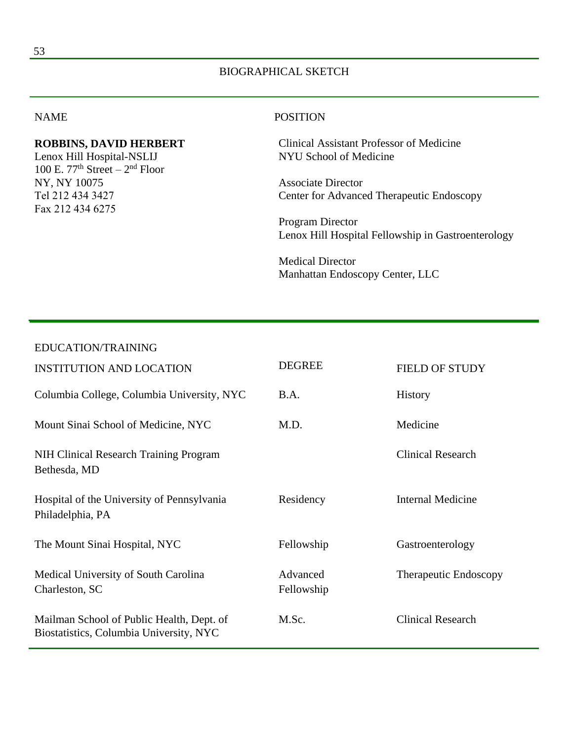# BIOGRAPHICAL SKETCH

| NAME | POSITION |
| --- | --- |
| **ROBBINS, DAVID HERBERT**<br>Lenox Hill Hospital-NSLIJ<br>100 E. 77th Street – 2nd Floor<br>NY, NY 10075<br>Tel 212 434 3427<br>Fax 212 434 6275 | Clinical Assistant Professor of Medicine<br>NYU School of Medicine<br><br>Associate Director<br>Center for Advanced Therapeutic Endoscopy<br><br>Program Director<br>Lenox Hill Hospital Fellowship in Gastroenterology<br><br>Medical Director<br>Manhattan Endoscopy Center, LLC |

## EDUCATION/TRAINING

| INSTITUTION AND LOCATION | DEGREE | FIELD OF STUDY |
| --- | --- | --- |
| Columbia College, Columbia University, NYC | B.A. | History |
| Mount Sinai School of Medicine, NYC | M.D. | Medicine |
| NIH Clinical Research Training Program Bethesda, MD | | Clinical Research |
| Hospital of the University of Pennsylvania Philadelphia, PA | Residency | Internal Medicine |
| The Mount Sinai Hospital, NYC | Fellowship | Gastroenterology |
| Medical University of South Carolina Charleston, SC | Advanced Fellowship | Therapeutic Endoscopy |
| Mailman School of Public Health, Dept. of Biostatistics, Columbia University, NYC | M.Sc. | Clinical Research |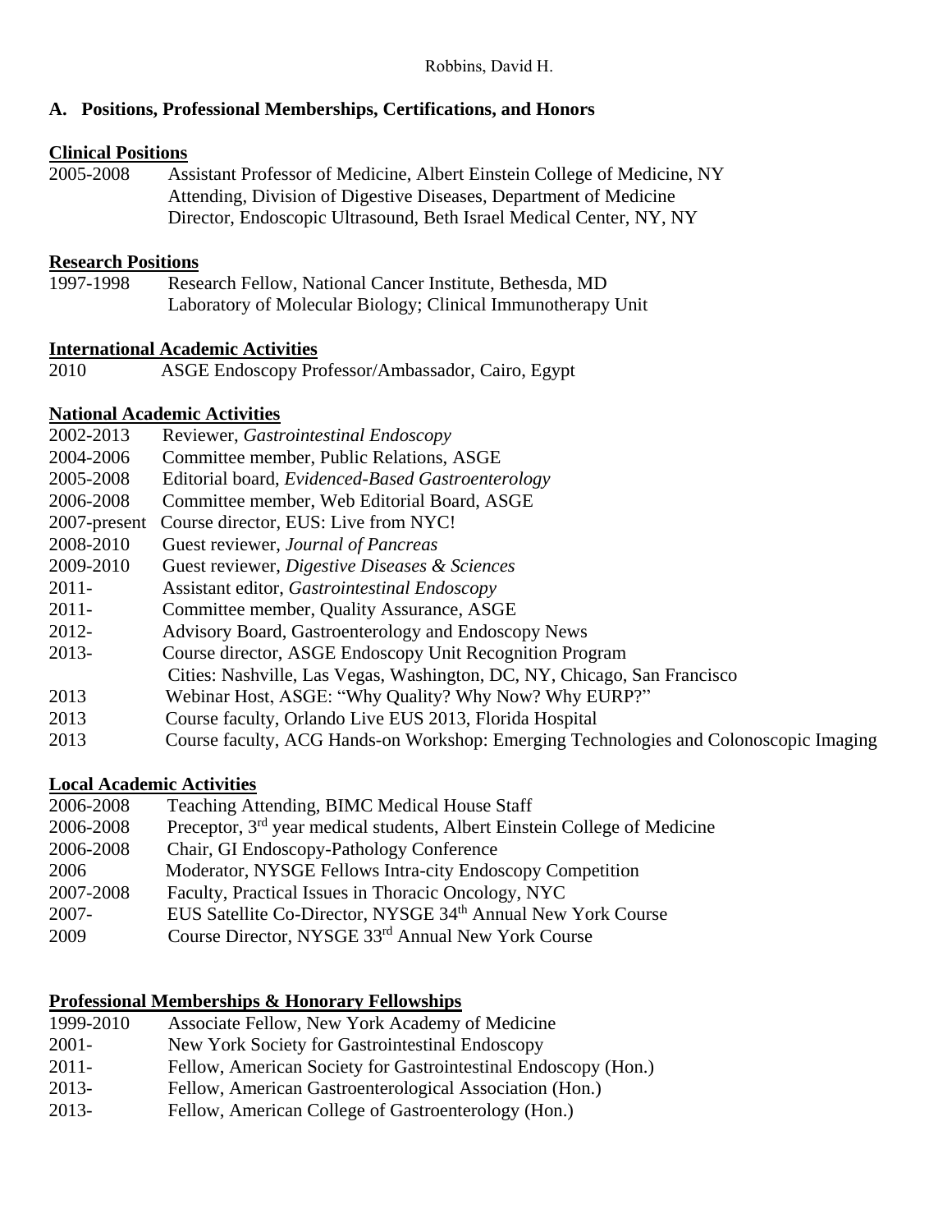## A. Positions, Professional Memberships, Certifications, and Honors

### Clinical Positions

2005-2008 Assistant Professor of Medicine, Albert Einstein College of Medicine, NY
Attending, Division of Digestive Diseases, Department of Medicine
Director, Endoscopic Ultrasound, Beth Israel Medical Center, NY, NY

### Research Positions

1997-1998 Research Fellow, National Cancer Institute, Bethesda, MD
Laboratory of Molecular Biology; Clinical Immunotherapy Unit

### International Academic Activities

2010 ASGE Endoscopy Professor/Ambassador, Cairo, Egypt

### National Academic Activities

2002-2013 Reviewer, *Gastrointestinal Endoscopy*
2004-2006 Committee member, Public Relations, ASGE
2005-2008 Editorial board, *Evidenced-Based Gastroenterology*
2006-2008 Committee member, Web Editorial Board, ASGE
2007-present Course director, EUS: Live from NYC!
2008-2010 Guest reviewer, *Journal of Pancreas*
2009-2010 Guest reviewer, *Digestive Diseases & Sciences*
2011- Assistant editor, *Gastrointestinal Endoscopy*
2011- Committee member, Quality Assurance, ASGE
2012- Advisory Board, Gastroenterology and Endoscopy News
2013- Course director, ASGE Endoscopy Unit Recognition Program
Cities: Nashville, Las Vegas, Washington, DC, NY, Chicago, San Francisco
2013 Webinar Host, ASGE: "Why Quality? Why Now? Why EURP?"
2013 Course faculty, Orlando Live EUS 2013, Florida Hospital
2013 Course faculty, ACG Hands-on Workshop: Emerging Technologies and Colonoscopic Imaging

### Local Academic Activities

2006-2008 Teaching Attending, BIMC Medical House Staff
2006-2008 Preceptor, 3rd year medical students, Albert Einstein College of Medicine
2006-2008 Chair, GI Endoscopy-Pathology Conference
2006 Moderator, NYSGE Fellows Intra-city Endoscopy Competition
2007-2008 Faculty, Practical Issues in Thoracic Oncology, NYC
2007- EUS Satellite Co-Director, NYSGE 34th Annual New York Course
2009 Course Director, NYSGE 33rd Annual New York Course

### Professional Memberships & Honorary Fellowships

1999-2010 Associate Fellow, New York Academy of Medicine
2001- New York Society for Gastrointestinal Endoscopy
2011- Fellow, American Society for Gastrointestinal Endoscopy (Hon.)
2013- Fellow, American Gastroenterological Association (Hon.)
2013- Fellow, American College of Gastroenterology (Hon.)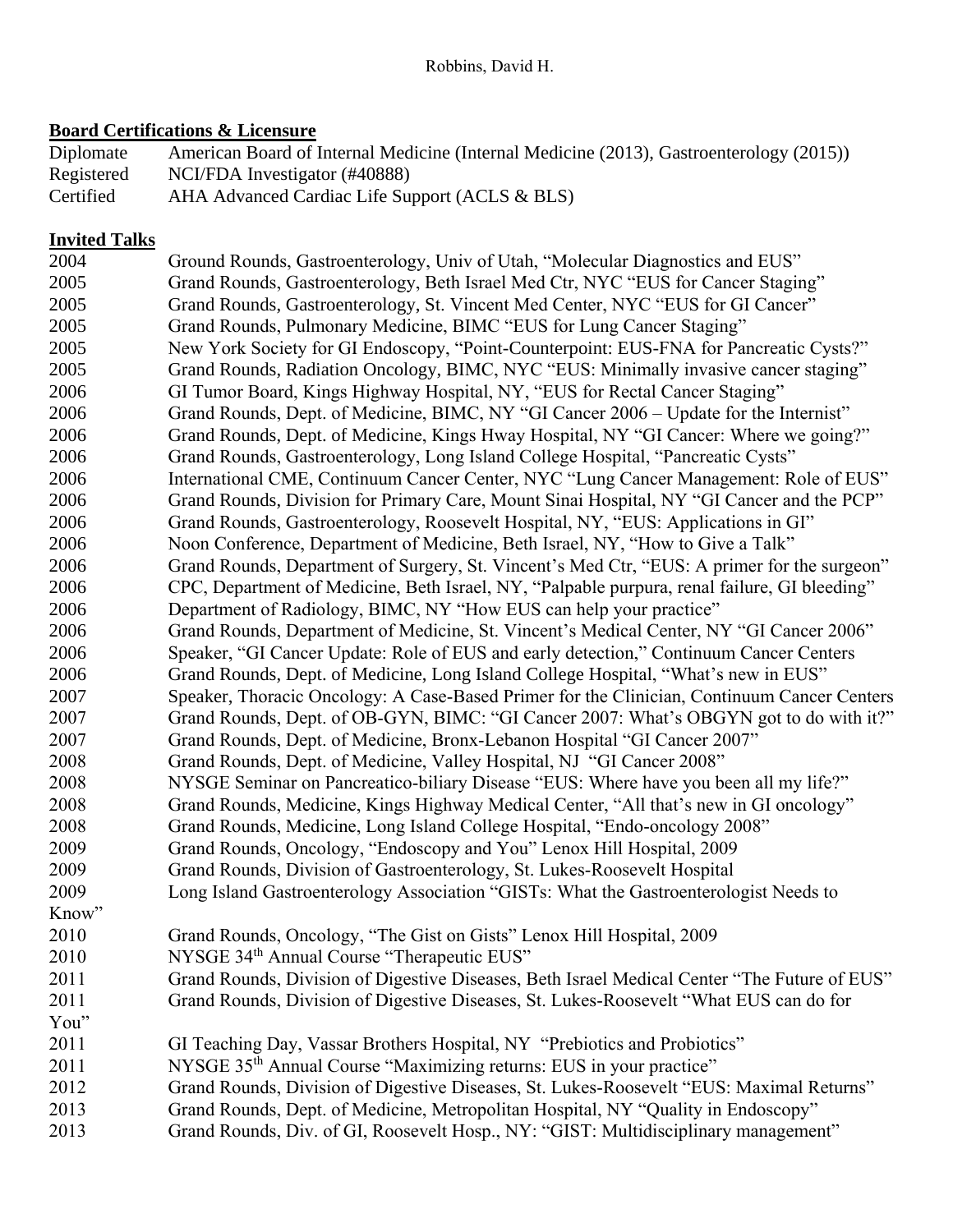## Board Certifications & Licensure

| | |
|---|---|
| Diplomate | American Board of Internal Medicine (Internal Medicine (2013), Gastroenterology (2015)) |
| Registered | NCI/FDA Investigator (#40888) |
| Certified | AHA Advanced Cardiac Life Support (ACLS & BLS) |

## Invited Talks

| | |
|---|---|
| 2004 | Ground Rounds, Gastroenterology, Univ of Utah, "Molecular Diagnostics and EUS" |
| 2005 | Grand Rounds, Gastroenterology, Beth Israel Med Ctr, NYC "EUS for Cancer Staging" |
| 2005 | Grand Rounds, Gastroenterology, St. Vincent Med Center, NYC "EUS for GI Cancer" |
| 2005 | Grand Rounds, Pulmonary Medicine, BIMC "EUS for Lung Cancer Staging" |
| 2005 | New York Society for GI Endoscopy, "Point-Counterpoint: EUS-FNA for Pancreatic Cysts?" |
| 2005 | Grand Rounds, Radiation Oncology, BIMC, NYC "EUS: Minimally invasive cancer staging" |
| 2006 | GI Tumor Board, Kings Highway Hospital, NY, "EUS for Rectal Cancer Staging" |
| 2006 | Grand Rounds, Dept. of Medicine, BIMC, NY "GI Cancer 2006 – Update for the Internist" |
| 2006 | Grand Rounds, Dept. of Medicine, Kings Hway Hospital, NY "GI Cancer: Where we going?" |
| 2006 | Grand Rounds, Gastroenterology, Long Island College Hospital, "Pancreatic Cysts" |
| 2006 | International CME, Continuum Cancer Center, NYC "Lung Cancer Management: Role of EUS" |
| 2006 | Grand Rounds, Division for Primary Care, Mount Sinai Hospital, NY "GI Cancer and the PCP" |
| 2006 | Grand Rounds, Gastroenterology, Roosevelt Hospital, NY, "EUS: Applications in GI" |
| 2006 | Noon Conference, Department of Medicine, Beth Israel, NY, "How to Give a Talk" |
| 2006 | Grand Rounds, Department of Surgery, St. Vincent's Med Ctr, "EUS: A primer for the surgeon" |
| 2006 | CPC, Department of Medicine, Beth Israel, NY, "Palpable purpura, renal failure, GI bleeding" |
| 2006 | Department of Radiology, BIMC, NY "How EUS can help your practice" |
| 2006 | Grand Rounds, Department of Medicine, St. Vincent's Medical Center, NY "GI Cancer 2006" |
| 2006 | Speaker, "GI Cancer Update: Role of EUS and early detection," Continuum Cancer Centers |
| 2006 | Grand Rounds, Dept. of Medicine, Long Island College Hospital, "What's new in EUS" |
| 2007 | Speaker, Thoracic Oncology: A Case-Based Primer for the Clinician, Continuum Cancer Centers |
| 2007 | Grand Rounds, Dept. of OB-GYN, BIMC: "GI Cancer 2007: What's OBGYN got to do with it?" |
| 2007 | Grand Rounds, Dept. of Medicine, Bronx-Lebanon Hospital "GI Cancer 2007" |
| 2008 | Grand Rounds, Dept. of Medicine, Valley Hospital, NJ "GI Cancer 2008" |
| 2008 | NYSGE Seminar on Pancreatico-biliary Disease "EUS: Where have you been all my life?" |
| 2008 | Grand Rounds, Medicine, Kings Highway Medical Center, "All that's new in GI oncology" |
| 2008 | Grand Rounds, Medicine, Long Island College Hospital, "Endo-oncology 2008" |
| 2009 | Grand Rounds, Oncology, "Endoscopy and You" Lenox Hill Hospital, 2009 |
| 2009 | Grand Rounds, Division of Gastroenterology, St. Lukes-Roosevelt Hospital |
| 2009 | Long Island Gastroenterology Association "GISTs: What the Gastroenterologist Needs to Know" |
| 2010 | Grand Rounds, Oncology, "The Gist on Gists" Lenox Hill Hospital, 2009 |
| 2010 | NYSGE 34th Annual Course "Therapeutic EUS" |
| 2011 | Grand Rounds, Division of Digestive Diseases, Beth Israel Medical Center "The Future of EUS" |
| 2011 | Grand Rounds, Division of Digestive Diseases, St. Lukes-Roosevelt "What EUS can do for You" |
| 2011 | GI Teaching Day, Vassar Brothers Hospital, NY "Prebiotics and Probiotics" |
| 2011 | NYSGE 35th Annual Course "Maximizing returns: EUS in your practice" |
| 2012 | Grand Rounds, Division of Digestive Diseases, St. Lukes-Roosevelt "EUS: Maximal Returns" |
| 2013 | Grand Rounds, Dept. of Medicine, Metropolitan Hospital, NY "Quality in Endoscopy" |
| 2013 | Grand Rounds, Div. of GI, Roosevelt Hosp., NY: "GIST: Multidisciplinary management" |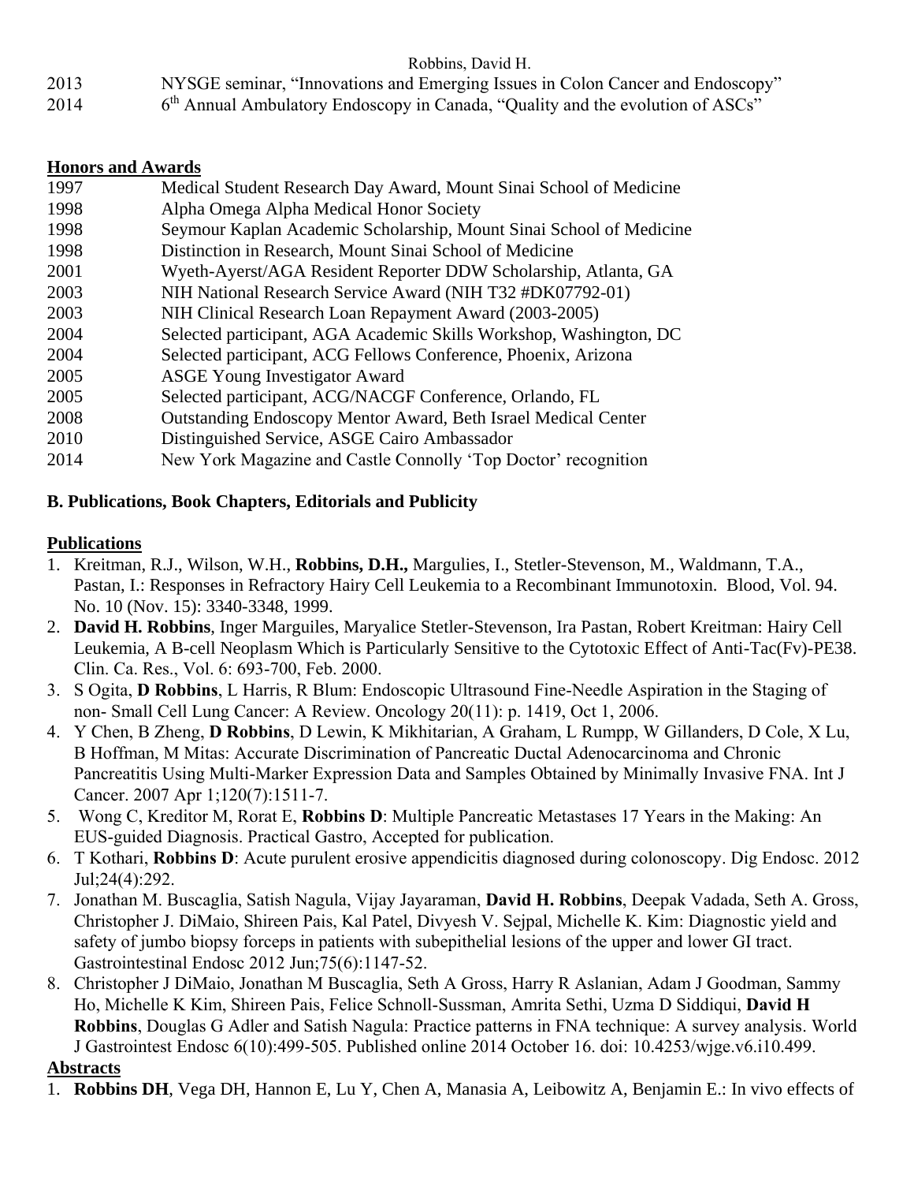2013 NYSGE seminar, "Innovations and Emerging Issues in Colon Cancer and Endoscopy"

2014 6th Annual Ambulatory Endoscopy in Canada, "Quality and the evolution of ASCs"

## Honors and Awards

| | |
|---|---|
| 1997 | Medical Student Research Day Award, Mount Sinai School of Medicine |
| 1998 | Alpha Omega Alpha Medical Honor Society |
| 1998 | Seymour Kaplan Academic Scholarship, Mount Sinai School of Medicine |
| 1998 | Distinction in Research, Mount Sinai School of Medicine |
| 2001 | Wyeth-Ayerst/AGA Resident Reporter DDW Scholarship, Atlanta, GA |
| 2003 | NIH National Research Service Award (NIH T32 #DK07792-01) |
| 2003 | NIH Clinical Research Loan Repayment Award (2003-2005) |
| 2004 | Selected participant, AGA Academic Skills Workshop, Washington, DC |
| 2004 | Selected participant, ACG Fellows Conference, Phoenix, Arizona |
| 2005 | ASGE Young Investigator Award |
| 2005 | Selected participant, ACG/NACGF Conference, Orlando, FL |
| 2008 | Outstanding Endoscopy Mentor Award, Beth Israel Medical Center |
| 2010 | Distinguished Service, ASGE Cairo Ambassador |
| 2014 | New York Magazine and Castle Connolly 'Top Doctor' recognition |

## B. Publications, Book Chapters, Editorials and Publicity

### Publications

1. Kreitman, R.J., Wilson, W.H., **Robbins, D.H.,** Margulies, I., Stetler-Stevenson, M., Waldmann, T.A., Pastan, I.: Responses in Refractory Hairy Cell Leukemia to a Recombinant Immunotoxin. Blood, Vol. 94. No. 10 (Nov. 15): 3340-3348, 1999.
2. **David H. Robbins**, Inger Marguiles, Maryalice Stetler-Stevenson, Ira Pastan, Robert Kreitman: Hairy Cell Leukemia, A B-cell Neoplasm Which is Particularly Sensitive to the Cytotoxic Effect of Anti-Tac(Fv)-PE38. Clin. Ca. Res., Vol. 6: 693-700, Feb. 2000.
3. S Ogita, **D Robbins**, L Harris, R Blum: Endoscopic Ultrasound Fine-Needle Aspiration in the Staging of non- Small Cell Lung Cancer: A Review. Oncology 20(11): p. 1419, Oct 1, 2006.
4. Y Chen, B Zheng, **D Robbins**, D Lewin, K Mikhitarian, A Graham, L Rumpp, W Gillanders, D Cole, X Lu, B Hoffman, M Mitas: Accurate Discrimination of Pancreatic Ductal Adenocarcinoma and Chronic Pancreatitis Using Multi-Marker Expression Data and Samples Obtained by Minimally Invasive FNA. Int J Cancer. 2007 Apr 1;120(7):1511-7.
5. Wong C, Kreditor M, Rorat E, **Robbins D**: Multiple Pancreatic Metastases 17 Years in the Making: An EUS-guided Diagnosis. Practical Gastro, Accepted for publication.
6. T Kothari, **Robbins D**: Acute purulent erosive appendicitis diagnosed during colonoscopy. Dig Endosc. 2012 Jul;24(4):292.
7. Jonathan M. Buscaglia, Satish Nagula, Vijay Jayaraman, **David H. Robbins**, Deepak Vadada, Seth A. Gross, Christopher J. DiMaio, Shireen Pais, Kal Patel, Divyesh V. Sejpal, Michelle K. Kim: Diagnostic yield and safety of jumbo biopsy forceps in patients with subepithelial lesions of the upper and lower GI tract. Gastrointestinal Endosc 2012 Jun;75(6):1147-52.
8. Christopher J DiMaio, Jonathan M Buscaglia, Seth A Gross, Harry R Aslanian, Adam J Goodman, Sammy Ho, Michelle K Kim, Shireen Pais, Felice Schnoll-Sussman, Amrita Sethi, Uzma D Siddiqui, **David H Robbins**, Douglas G Adler and Satish Nagula: Practice patterns in FNA technique: A survey analysis. World J Gastrointest Endosc 6(10):499-505. Published online 2014 October 16. doi: 10.4253/wjge.v6.i10.499.

### Abstracts

1. **Robbins DH**, Vega DH, Hannon E, Lu Y, Chen A, Manasia A, Leibowitz A, Benjamin E.: In vivo effects of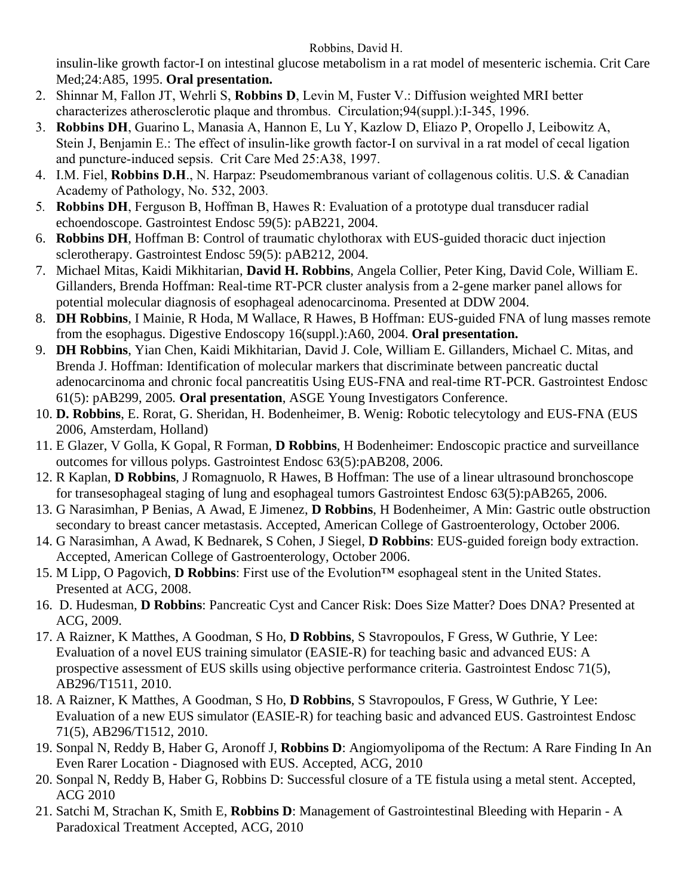insulin-like growth factor-I on intestinal glucose metabolism in a rat model of mesenteric ischemia. Crit Care Med;24:A85, 1995. **Oral presentation.**

2. Shinnar M, Fallon JT, Wehrli S, **Robbins D**, Levin M, Fuster V.: Diffusion weighted MRI better characterizes atherosclerotic plaque and thrombus. Circulation;94(suppl.):I-345, 1996.
3. **Robbins DH**, Guarino L, Manasia A, Hannon E, Lu Y, Kazlow D, Eliazo P, Oropello J, Leibowitz A, Stein J, Benjamin E.: The effect of insulin-like growth factor-I on survival in a rat model of cecal ligation and puncture-induced sepsis. Crit Care Med 25:A38, 1997.
4. I.M. Fiel, **Robbins D.H**., N. Harpaz: Pseudomembranous variant of collagenous colitis. U.S. & Canadian Academy of Pathology, No. 532, 2003.
5. **Robbins DH**, Ferguson B, Hoffman B, Hawes R: Evaluation of a prototype dual transducer radial echoendoscope. Gastrointest Endosc 59(5): pAB221, 2004.
6. **Robbins DH**, Hoffman B: Control of traumatic chylothorax with EUS-guided thoracic duct injection sclerotherapy. Gastrointest Endosc 59(5): pAB212, 2004.
7. Michael Mitas, Kaidi Mikhitarian, **David H. Robbins**, Angela Collier, Peter King, David Cole, William E. Gillanders, Brenda Hoffman: Real-time RT-PCR cluster analysis from a 2-gene marker panel allows for potential molecular diagnosis of esophageal adenocarcinoma. Presented at DDW 2004.
8. **DH Robbins**, I Mainie, R Hoda, M Wallace, R Hawes, B Hoffman: EUS-guided FNA of lung masses remote from the esophagus. Digestive Endoscopy 16(suppl.):A60, 2004. **Oral presentation.**
9. **DH Robbins**, Yian Chen, Kaidi Mikhitarian, David J. Cole, William E. Gillanders, Michael C. Mitas, and Brenda J. Hoffman: Identification of molecular markers that discriminate between pancreatic ductal adenocarcinoma and chronic focal pancreatitis Using EUS-FNA and real-time RT-PCR. Gastrointest Endosc 61(5): pAB299, 2005. **Oral presentation**, ASGE Young Investigators Conference.
10. **D. Robbins**, E. Rorat, G. Sheridan, H. Bodenheimer, B. Wenig: Robotic telecytology and EUS-FNA (EUS 2006, Amsterdam, Holland)
11. E Glazer, V Golla, K Gopal, R Forman, **D Robbins**, H Bodenheimer: Endoscopic practice and surveillance outcomes for villous polyps. Gastrointest Endosc 63(5):pAB208, 2006.
12. R Kaplan, **D Robbins**, J Romagnuolo, R Hawes, B Hoffman: The use of a linear ultrasound bronchoscope for transesophageal staging of lung and esophageal tumors Gastrointest Endosc 63(5):pAB265, 2006.
13. G Narasimhan, P Benias, A Awad, E Jimenez, **D Robbins**, H Bodenheimer, A Min: Gastric outle obstruction secondary to breast cancer metastasis. Accepted, American College of Gastroenterology, October 2006.
14. G Narasimhan, A Awad, K Bednarek, S Cohen, J Siegel, **D Robbins**: EUS-guided foreign body extraction. Accepted, American College of Gastroenterology, October 2006.
15. M Lipp, O Pagovich, **D Robbins**: First use of the Evolution™ esophageal stent in the United States. Presented at ACG, 2008.
16. D. Hudesman, **D Robbins**: Pancreatic Cyst and Cancer Risk: Does Size Matter? Does DNA? Presented at ACG, 2009.
17. A Raizner, K Matthes, A Goodman, S Ho, **D Robbins**, S Stavropoulos, F Gress, W Guthrie, Y Lee: Evaluation of a novel EUS training simulator (EASIE-R) for teaching basic and advanced EUS: A prospective assessment of EUS skills using objective performance criteria. Gastrointest Endosc 71(5), AB296/T1511, 2010.
18. A Raizner, K Matthes, A Goodman, S Ho, **D Robbins**, S Stavropoulos, F Gress, W Guthrie, Y Lee: Evaluation of a new EUS simulator (EASIE-R) for teaching basic and advanced EUS. Gastrointest Endosc 71(5), AB296/T1512, 2010.
19. Sonpal N, Reddy B, Haber G, Aronoff J, **Robbins D**: Angiomyolipoma of the Rectum: A Rare Finding In An Even Rarer Location - Diagnosed with EUS. Accepted, ACG, 2010
20. Sonpal N, Reddy B, Haber G, Robbins D: Successful closure of a TE fistula using a metal stent. Accepted, ACG 2010
21. Satchi M, Strachan K, Smith E, **Robbins D**: Management of Gastrointestinal Bleeding with Heparin - A Paradoxical Treatment Accepted, ACG, 2010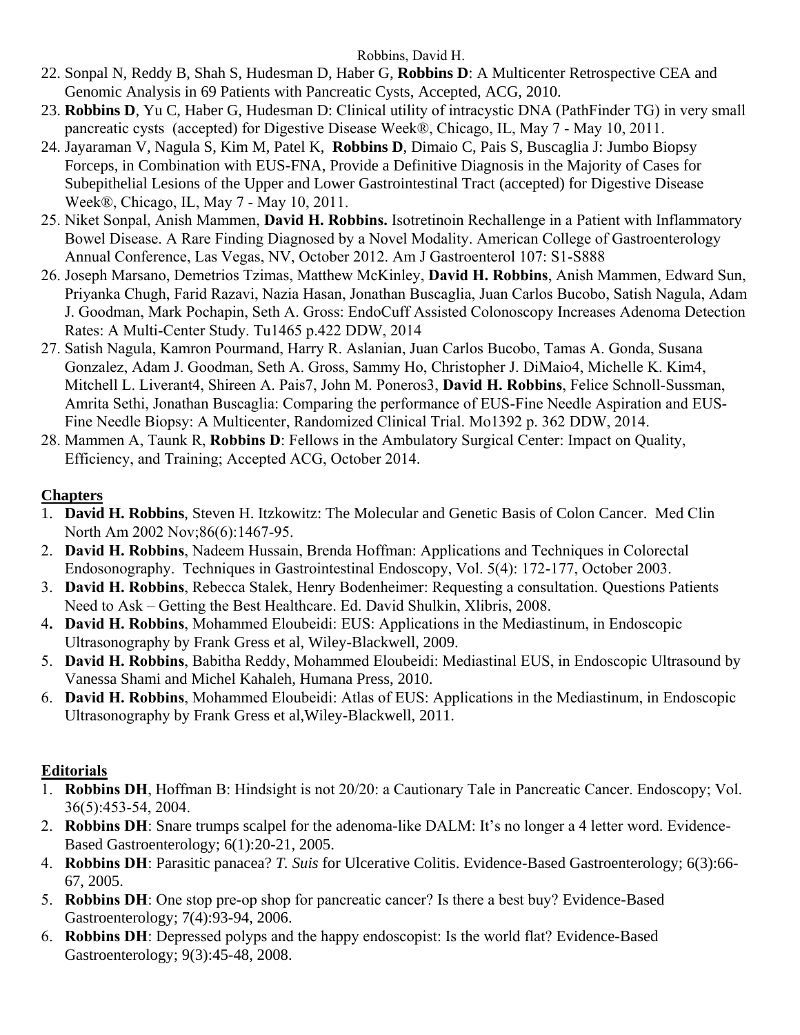22. Sonpal N, Reddy B, Shah S, Hudesman D, Haber G, **Robbins D**: A Multicenter Retrospective CEA and Genomic Analysis in 69 Patients with Pancreatic Cysts, Accepted, ACG, 2010.
23. **Robbins D**, Yu C, Haber G, Hudesman D: Clinical utility of intracystic DNA (PathFinder TG) in very small pancreatic cysts (accepted) for Digestive Disease Week®, Chicago, IL, May 7 - May 10, 2011.
24. Jayaraman V, Nagula S, Kim M, Patel K, **Robbins D**, Dimaio C, Pais S, Buscaglia J: Jumbo Biopsy Forceps, in Combination with EUS-FNA, Provide a Definitive Diagnosis in the Majority of Cases for Subepithelial Lesions of the Upper and Lower Gastrointestinal Tract (accepted) for Digestive Disease Week®, Chicago, IL, May 7 - May 10, 2011.
25. Niket Sonpal, Anish Mammen, **David H. Robbins.** Isotretinoin Rechallenge in a Patient with Inflammatory Bowel Disease. A Rare Finding Diagnosed by a Novel Modality. American College of Gastroenterology Annual Conference, Las Vegas, NV, October 2012. Am J Gastroenterol 107: S1-S888
26. Joseph Marsano, Demetrios Tzimas, Matthew McKinley, **David H. Robbins**, Anish Mammen, Edward Sun, Priyanka Chugh, Farid Razavi, Nazia Hasan, Jonathan Buscaglia, Juan Carlos Bucobo, Satish Nagula, Adam J. Goodman, Mark Pochapin, Seth A. Gross: EndoCuff Assisted Colonoscopy Increases Adenoma Detection Rates: A Multi-Center Study. Tu1465 p.422 DDW, 2014
27. Satish Nagula, Kamron Pourmand, Harry R. Aslanian, Juan Carlos Bucobo, Tamas A. Gonda, Susana Gonzalez, Adam J. Goodman, Seth A. Gross, Sammy Ho, Christopher J. DiMaio4, Michelle K. Kim4, Mitchell L. Liverant4, Shireen A. Pais7, John M. Poneros3, **David H. Robbins**, Felice Schnoll-Sussman, Amrita Sethi, Jonathan Buscaglia: Comparing the performance of EUS-Fine Needle Aspiration and EUS-Fine Needle Biopsy: A Multicenter, Randomized Clinical Trial. Mo1392 p. 362 DDW, 2014.
28. Mammen A, Taunk R, **Robbins D**: Fellows in the Ambulatory Surgical Center: Impact on Quality, Efficiency, and Training; Accepted ACG, October 2014.

## Chapters

1. **David H. Robbins**, Steven H. Itzkowitz: The Molecular and Genetic Basis of Colon Cancer. Med Clin North Am 2002 Nov;86(6):1467-95.
2. **David H. Robbins**, Nadeem Hussain, Brenda Hoffman: Applications and Techniques in Colorectal Endosonography. Techniques in Gastrointestinal Endoscopy, Vol. 5(4): 172-177, October 2003.
3. **David H. Robbins**, Rebecca Stalek, Henry Bodenheimer: Requesting a consultation. Questions Patients Need to Ask – Getting the Best Healthcare. Ed. David Shulkin, Xlibris, 2008.
4. **David H. Robbins**, Mohammed Eloubeidi: EUS: Applications in the Mediastinum, in Endoscopic Ultrasonography by Frank Gress et al, Wiley-Blackwell, 2009.
5. **David H. Robbins**, Babitha Reddy, Mohammed Eloubeidi: Mediastinal EUS, in Endoscopic Ultrasound by Vanessa Shami and Michel Kahaleh, Humana Press, 2010.
6. **David H. Robbins**, Mohammed Eloubeidi: Atlas of EUS: Applications in the Mediastinum, in Endoscopic Ultrasonography by Frank Gress et al,Wiley-Blackwell, 2011.

## Editorials

1. **Robbins DH**, Hoffman B: Hindsight is not 20/20: a Cautionary Tale in Pancreatic Cancer. Endoscopy; Vol. 36(5):453-54, 2004.
2. **Robbins DH**: Snare trumps scalpel for the adenoma-like DALM: It's no longer a 4 letter word. Evidence-Based Gastroenterology; 6(1):20-21, 2005.
4. **Robbins DH**: Parasitic panacea? *T. Suis* for Ulcerative Colitis. Evidence-Based Gastroenterology; 6(3):66-67, 2005.
5. **Robbins DH**: One stop pre-op shop for pancreatic cancer? Is there a best buy? Evidence-Based Gastroenterology; 7(4):93-94, 2006.
6. **Robbins DH**: Depressed polyps and the happy endoscopist: Is the world flat? Evidence-Based Gastroenterology; 9(3):45-48, 2008.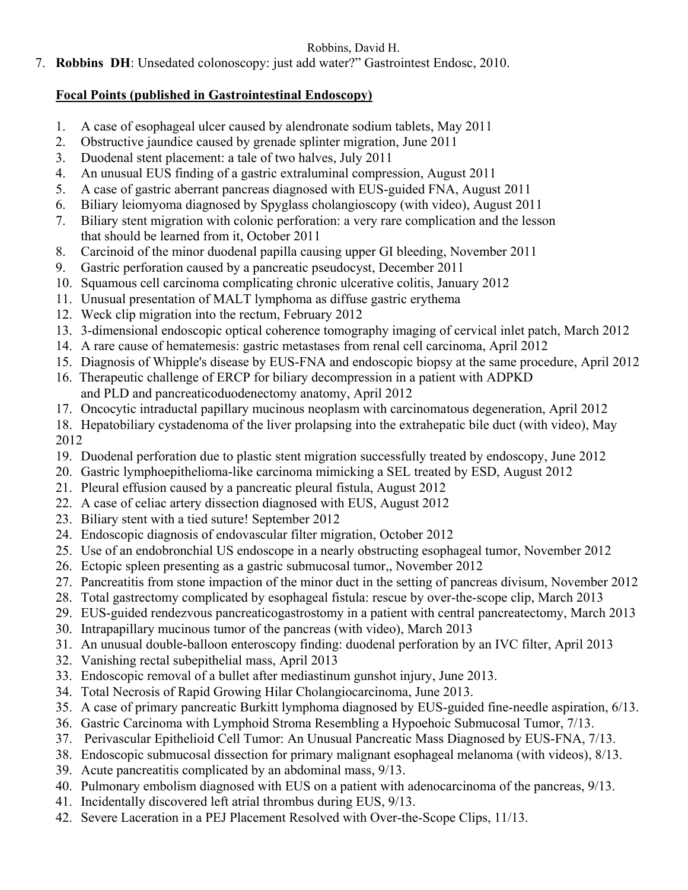7. **Robbins DH**: Unsedated colonoscopy: just add water?" Gastrointest Endosc, 2010.

**Focal Points (published in Gastrointestinal Endoscopy)**

1. A case of esophageal ulcer caused by alendronate sodium tablets, May 2011
2. Obstructive jaundice caused by grenade splinter migration, June 2011
3. Duodenal stent placement: a tale of two halves, July 2011
4. An unusual EUS finding of a gastric extraluminal compression, August 2011
5. A case of gastric aberrant pancreas diagnosed with EUS-guided FNA, August 2011
6. Biliary leiomyoma diagnosed by Spyglass cholangioscopy (with video), August 2011
7. Biliary stent migration with colonic perforation: a very rare complication and the lesson that should be learned from it, October 2011
8. Carcinoid of the minor duodenal papilla causing upper GI bleeding, November 2011
9. Gastric perforation caused by a pancreatic pseudocyst, December 2011
10. Squamous cell carcinoma complicating chronic ulcerative colitis, January 2012
11. Unusual presentation of MALT lymphoma as diffuse gastric erythema
12. Weck clip migration into the rectum, February 2012
13. 3-dimensional endoscopic optical coherence tomography imaging of cervical inlet patch, March 2012
14. A rare cause of hematemesis: gastric metastases from renal cell carcinoma, April 2012
15. Diagnosis of Whipple's disease by EUS-FNA and endoscopic biopsy at the same procedure, April 2012
16. Therapeutic challenge of ERCP for biliary decompression in a patient with ADPKD and PLD and pancreaticoduodenectomy anatomy, April 2012
17. Oncocytic intraductal papillary mucinous neoplasm with carcinomatous degeneration, April 2012
18. Hepatobiliary cystadenoma of the liver prolapsing into the extrahepatic bile duct (with video), May 2012
19. Duodenal perforation due to plastic stent migration successfully treated by endoscopy, June 2012
20. Gastric lymphoepithelioma-like carcinoma mimicking a SEL treated by ESD, August 2012
21. Pleural effusion caused by a pancreatic pleural fistula, August 2012
22. A case of celiac artery dissection diagnosed with EUS, August 2012
23. Biliary stent with a tied suture! September 2012
24. Endoscopic diagnosis of endovascular filter migration, October 2012
25. Use of an endobronchial US endoscope in a nearly obstructing esophageal tumor, November 2012
26. Ectopic spleen presenting as a gastric submucosal tumor,, November 2012
27. Pancreatitis from stone impaction of the minor duct in the setting of pancreas divisum, November 2012
28. Total gastrectomy complicated by esophageal fistula: rescue by over-the-scope clip, March 2013
29. EUS-guided rendezvous pancreaticogastrostomy in a patient with central pancreatectomy, March 2013
30. Intrapapillary mucinous tumor of the pancreas (with video), March 2013
31. An unusual double-balloon enteroscopy finding: duodenal perforation by an IVC filter, April 2013
32. Vanishing rectal subepithelial mass, April 2013
33. Endoscopic removal of a bullet after mediastinum gunshot injury, June 2013.
34. Total Necrosis of Rapid Growing Hilar Cholangiocarcinoma, June 2013.
35. A case of primary pancreatic Burkitt lymphoma diagnosed by EUS-guided fine-needle aspiration, 6/13.
36. Gastric Carcinoma with Lymphoid Stroma Resembling a Hypoehoic Submucosal Tumor, 7/13.
37. Perivascular Epithelioid Cell Tumor: An Unusual Pancreatic Mass Diagnosed by EUS-FNA, 7/13.
38. Endoscopic submucosal dissection for primary malignant esophageal melanoma (with videos), 8/13.
39. Acute pancreatitis complicated by an abdominal mass, 9/13.
40. Pulmonary embolism diagnosed with EUS on a patient with adenocarcinoma of the pancreas, 9/13.
41. Incidentally discovered left atrial thrombus during EUS, 9/13.
42. Severe Laceration in a PEJ Placement Resolved with Over-the-Scope Clips, 11/13.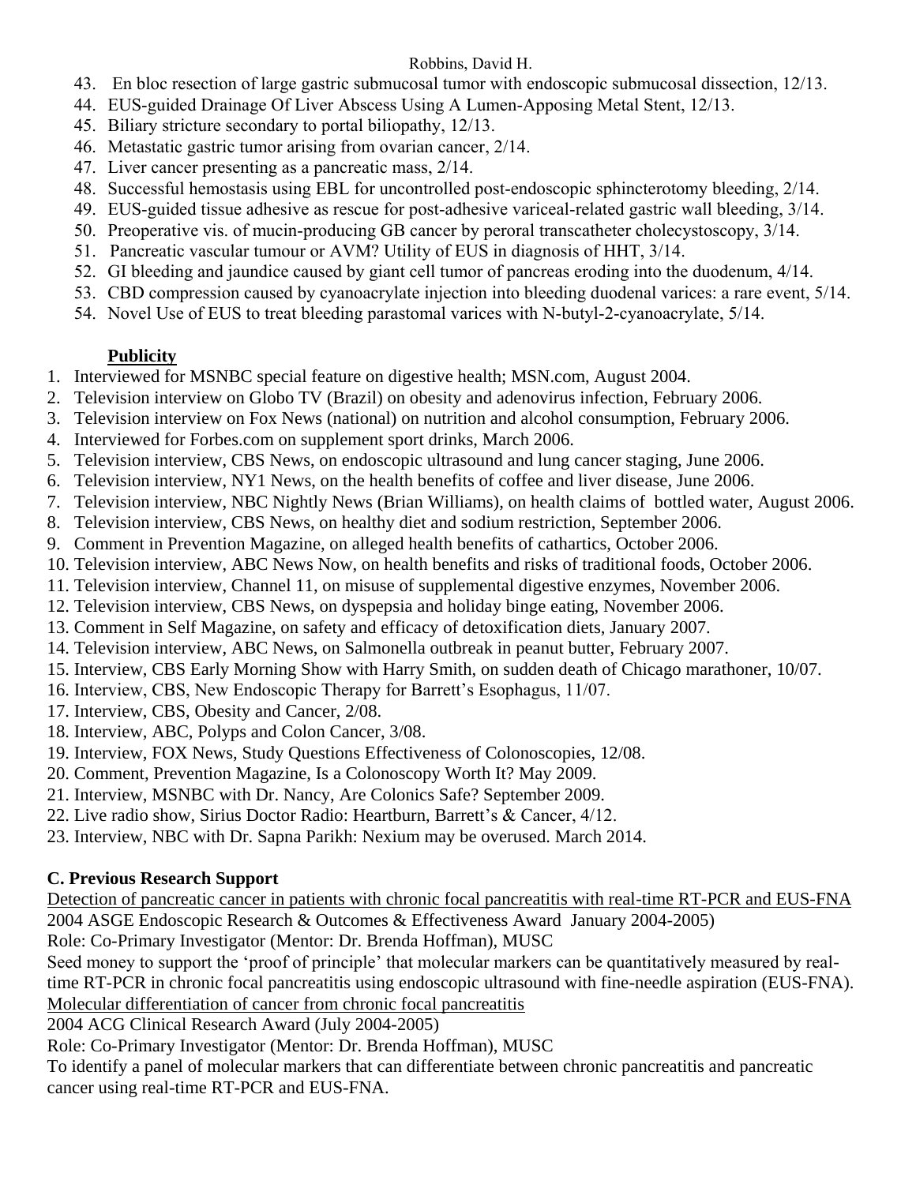43. En bloc resection of large gastric submucosal tumor with endoscopic submucosal dissection, 12/13.
44. EUS-guided Drainage Of Liver Abscess Using A Lumen-Apposing Metal Stent, 12/13.
45. Biliary stricture secondary to portal biliopathy, 12/13.
46. Metastatic gastric tumor arising from ovarian cancer, 2/14.
47. Liver cancer presenting as a pancreatic mass, 2/14.
48. Successful hemostasis using EBL for uncontrolled post-endoscopic sphincterotomy bleeding, 2/14.
49. EUS-guided tissue adhesive as rescue for post-adhesive variceal-related gastric wall bleeding, 3/14.
50. Preoperative vis. of mucin-producing GB cancer by peroral transcatheter cholecystoscopy, 3/14.
51. Pancreatic vascular tumour or AVM? Utility of EUS in diagnosis of HHT, 3/14.
52. GI bleeding and jaundice caused by giant cell tumor of pancreas eroding into the duodenum, 4/14.
53. CBD compression caused by cyanoacrylate injection into bleeding duodenal varices: a rare event, 5/14.
54. Novel Use of EUS to treat bleeding parastomal varices with N-butyl-2-cyanoacrylate, 5/14.

**Publicity**

1. Interviewed for MSNBC special feature on digestive health; MSN.com, August 2004.
2. Television interview on Globo TV (Brazil) on obesity and adenovirus infection, February 2006.
3. Television interview on Fox News (national) on nutrition and alcohol consumption, February 2006.
4. Interviewed for Forbes.com on supplement sport drinks, March 2006.
5. Television interview, CBS News, on endoscopic ultrasound and lung cancer staging, June 2006.
6. Television interview, NY1 News, on the health benefits of coffee and liver disease, June 2006.
7. Television interview, NBC Nightly News (Brian Williams), on health claims of bottled water, August 2006.
8. Television interview, CBS News, on healthy diet and sodium restriction, September 2006.
9. Comment in Prevention Magazine, on alleged health benefits of cathartics, October 2006.
10. Television interview, ABC News Now, on health benefits and risks of traditional foods, October 2006.
11. Television interview, Channel 11, on misuse of supplemental digestive enzymes, November 2006.
12. Television interview, CBS News, on dyspepsia and holiday binge eating, November 2006.
13. Comment in Self Magazine, on safety and efficacy of detoxification diets, January 2007.
14. Television interview, ABC News, on Salmonella outbreak in peanut butter, February 2007.
15. Interview, CBS Early Morning Show with Harry Smith, on sudden death of Chicago marathoner, 10/07.
16. Interview, CBS, New Endoscopic Therapy for Barrett's Esophagus, 11/07.
17. Interview, CBS, Obesity and Cancer, 2/08.
18. Interview, ABC, Polyps and Colon Cancer, 3/08.
19. Interview, FOX News, Study Questions Effectiveness of Colonoscopies, 12/08.
20. Comment, Prevention Magazine, Is a Colonoscopy Worth It? May 2009.
21. Interview, MSNBC with Dr. Nancy, Are Colonics Safe? September 2009.
22. Live radio show, Sirius Doctor Radio: Heartburn, Barrett's & Cancer, 4/12.
23. Interview, NBC with Dr. Sapna Parikh: Nexium may be overused. March 2014.

### C. Previous Research Support

Detection of pancreatic cancer in patients with chronic focal pancreatitis with real-time RT-PCR and EUS-FNA
2004 ASGE Endoscopic Research & Outcomes & Effectiveness Award January 2004-2005)
Role: Co-Primary Investigator (Mentor: Dr. Brenda Hoffman), MUSC
Seed money to support the 'proof of principle' that molecular markers can be quantitatively measured by real-time RT-PCR in chronic focal pancreatitis using endoscopic ultrasound with fine-needle aspiration (EUS-FNA).

Molecular differentiation of cancer from chronic focal pancreatitis
2004 ACG Clinical Research Award (July 2004-2005)
Role: Co-Primary Investigator (Mentor: Dr. Brenda Hoffman), MUSC
To identify a panel of molecular markers that can differentiate between chronic pancreatitis and pancreatic cancer using real-time RT-PCR and EUS-FNA.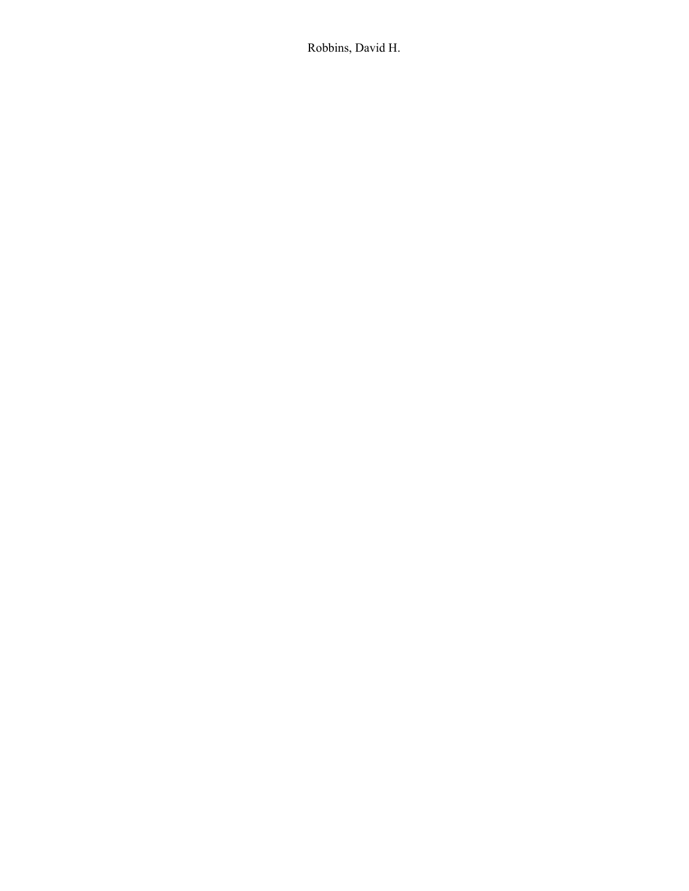Robbins, David H.